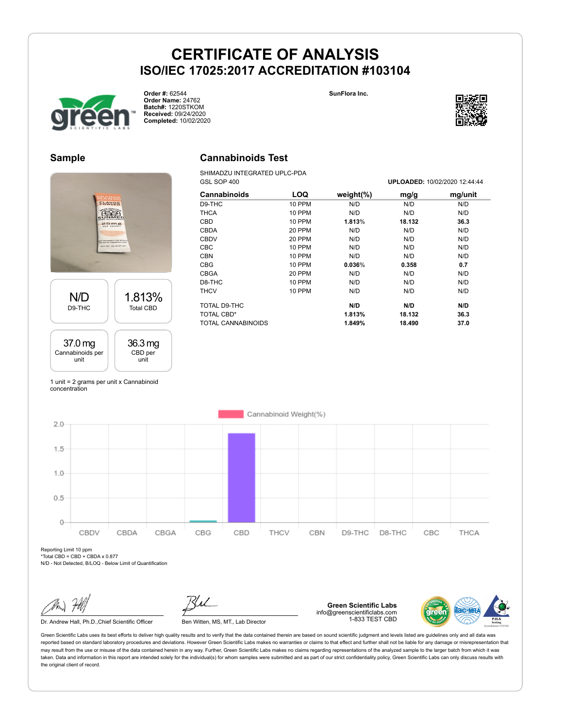# CERTIFICATE OF ANALYSIS
## ISO/IEC 17025:2017 ACCREDITATION #103104

**Order #:** 62544
**Order Name:** 24762
**Batch#:** 1220STKOM
**Received:** 09/24/2020
**Completed:** 10/02/2020

**SunFlora Inc.**

### Sample

| N/D | 1.813% |
|---|---|
| D9-THC | Total CBD |

| 37.0 mg | 36.3 mg |
|---|---|
| Cannabinoids per unit | CBD per unit |

1 unit = 2 grams per unit x Cannabinoid concentration

### Cannabinoids Test

SHIMADZU INTEGRATED UPLC-PDA
GSL SOP 400

**UPLOADED:** 10/02/2020 12:44:44

| Cannabinoids | LOQ | weight(%) | mg/g | mg/unit |
|---|---|---|---|---|
| D9-THC | 10 PPM | N/D | N/D | N/D |
| THCA | 10 PPM | N/D | N/D | N/D |
| CBD | 10 PPM | **1.813%** | **18.132** | **36.3** |
| CBDA | 20 PPM | N/D | N/D | N/D |
| CBDV | 20 PPM | N/D | N/D | N/D |
| CBC | 10 PPM | N/D | N/D | N/D |
| CBN | 10 PPM | N/D | N/D | N/D |
| CBG | 10 PPM | **0.036%** | **0.358** | **0.7** |
| CBGA | 20 PPM | N/D | N/D | N/D |
| D8-THC | 10 PPM | N/D | N/D | N/D |
| THCV | 10 PPM | N/D | N/D | N/D |
| TOTAL D9-THC | | **N/D** | **N/D** | **N/D** |
| TOTAL CBD* | | **1.813%** | **18.132** | **36.3** |
| TOTAL CANNABINOIDS | | **1.849%** | **18.490** | **37.0** |

Reporting Limit 10 ppm
*Total CBD = CBD + CBDA x 0.877
N/D - Not Detected, B/LOQ - Below Limit of Quantification

Dr. Andrew Hall, Ph.D.,Chief Scientific Officer

Ben Witten, MS, MT., Lab Director

**Green Scientific Labs**
info@greenscientificlabs.com
1-833 TEST CBD

Green Scientific Labs uses its best efforts to deliver high quality results and to verify that the data contained therein are based on sound scientific judgment and levels listed are guidelines only and all data was reported based on standard laboratory procedures and deviations. However Green Scientific Labs makes no warranties or claims to that effect and further shall not be liable for any damage or misrepresentation that may result from the use or misuse of the data contained herein in any way. Further, Green Scientific Labs makes no claims regarding representations of the analyzed sample to the larger batch from which it was taken. Data and information in this report are intended solely for the individual(s) for whom samples were submitted and as part of our strict confidentiality policy, Green Scientific Labs can only discuss results with the original client of record.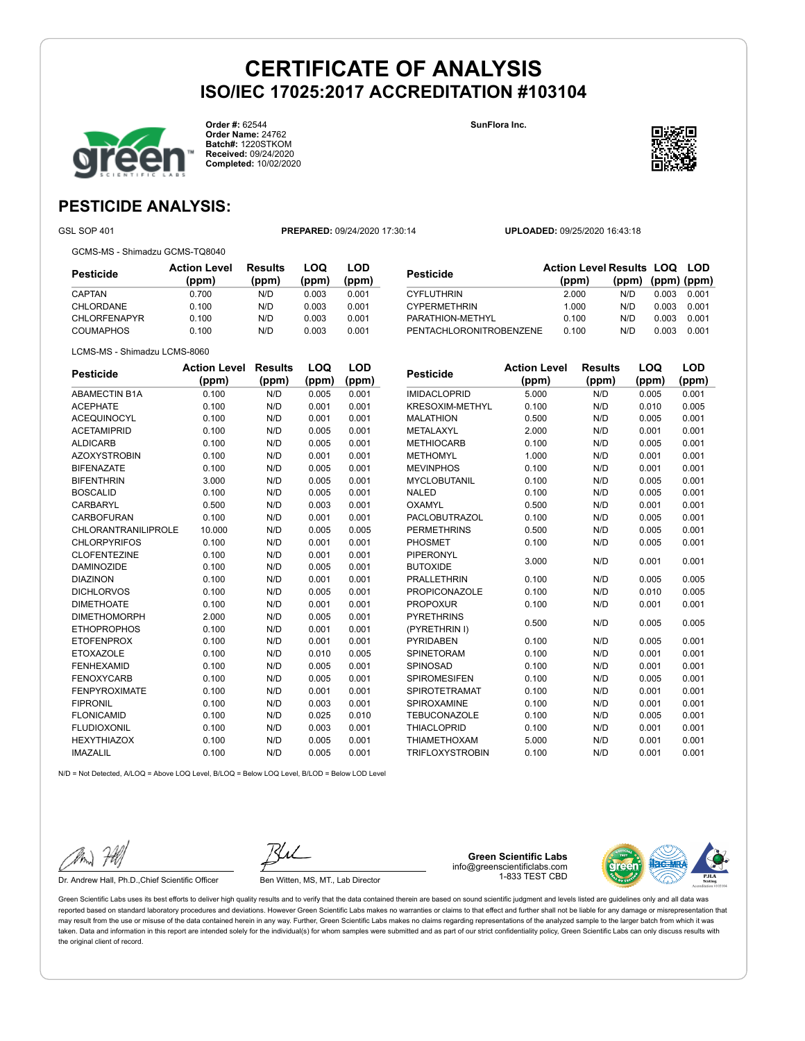# CERTIFICATE OF ANALYSIS
## ISO/IEC 17025:2017 ACCREDITATION #103104

**Order #:** 62544
**Order Name:** 24762
**Batch#:** 1220STKOM
**Received:** 09/24/2020
**Completed:** 10/02/2020

**SunFlora Inc.**

## PESTICIDE ANALYSIS:

GSL SOP 401 **PREPARED:** 09/24/2020 17:30:14 **UPLOADED:** 09/25/2020 16:43:18

GCMS-MS - Shimadzu GCMS-TQ8040

| Pesticide | Action Level (ppm) | Results (ppm) | LOQ (ppm) | LOD (ppm) |
|---|---|---|---|---|
| CAPTAN | 0.700 | N/D | 0.003 | 0.001 |
| CHLORDANE | 0.100 | N/D | 0.003 | 0.001 |
| CHLORFENAPYR | 0.100 | N/D | 0.003 | 0.001 |
| COUMAPHOS | 0.100 | N/D | 0.003 | 0.001 |
| CYFLUTHRIN | 2.000 | N/D | 0.003 | 0.001 |
| CYPERMETHRIN | 1.000 | N/D | 0.003 | 0.001 |
| PARATHION-METHYL | 0.100 | N/D | 0.003 | 0.001 |
| PENTACHLORONITROBENZENE | 0.100 | N/D | 0.003 | 0.001 |

LCMS-MS - Shimadzu LCMS-8060

| Pesticide | Action Level (ppm) | Results (ppm) | LOQ (ppm) | LOD (ppm) |
|---|---|---|---|---|
| ABAMECTIN B1A | 0.100 | N/D | 0.005 | 0.001 |
| ACEPHATE | 0.100 | N/D | 0.001 | 0.001 |
| ACEQUINOCYL | 0.100 | N/D | 0.001 | 0.001 |
| ACETAMIPRID | 0.100 | N/D | 0.005 | 0.001 |
| ALDICARB | 0.100 | N/D | 0.005 | 0.001 |
| AZOXYSTROBIN | 0.100 | N/D | 0.001 | 0.001 |
| BIFENAZATE | 0.100 | N/D | 0.005 | 0.001 |
| BIFENTHRIN | 3.000 | N/D | 0.005 | 0.001 |
| BOSCALID | 0.100 | N/D | 0.005 | 0.001 |
| CARBARYL | 0.500 | N/D | 0.003 | 0.001 |
| CARBOFURAN | 0.100 | N/D | 0.001 | 0.001 |
| CHLORANTRANILIPROLE | 10.000 | N/D | 0.005 | 0.005 |
| CHLORPYRIFOS | 0.100 | N/D | 0.001 | 0.001 |
| CLOFENTEZINE | 0.100 | N/D | 0.001 | 0.001 |
| DAMINOZIDE | 0.100 | N/D | 0.005 | 0.001 |
| DIAZINON | 0.100 | N/D | 0.001 | 0.001 |
| DICHLORVOS | 0.100 | N/D | 0.005 | 0.001 |
| DIMETHOATE | 0.100 | N/D | 0.001 | 0.001 |
| DIMETHOMORPH | 2.000 | N/D | 0.005 | 0.001 |
| ETHOPROPHOS | 0.100 | N/D | 0.001 | 0.001 |
| ETOFENPROX | 0.100 | N/D | 0.001 | 0.001 |
| ETOXAZOLE | 0.100 | N/D | 0.010 | 0.005 |
| FENHEXAMID | 0.100 | N/D | 0.005 | 0.001 |
| FENOXYCARB | 0.100 | N/D | 0.005 | 0.001 |
| FENPYROXIMATE | 0.100 | N/D | 0.001 | 0.001 |
| FIPRONIL | 0.100 | N/D | 0.003 | 0.001 |
| FLONICAMID | 0.100 | N/D | 0.025 | 0.010 |
| FLUDIOXONIL | 0.100 | N/D | 0.003 | 0.001 |
| HEXYTHIAZOX | 0.100 | N/D | 0.005 | 0.001 |
| IMAZALIL | 0.100 | N/D | 0.005 | 0.001 |
| IMIDACLOPRID | 5.000 | N/D | 0.005 | 0.001 |
| KRESOXIM-METHYL | 0.100 | N/D | 0.010 | 0.005 |
| MALATHION | 0.500 | N/D | 0.005 | 0.001 |
| METALAXYL | 2.000 | N/D | 0.001 | 0.001 |
| METHIOCARB | 0.100 | N/D | 0.005 | 0.001 |
| METHOMYL | 1.000 | N/D | 0.001 | 0.001 |
| MEVINPHOS | 0.100 | N/D | 0.001 | 0.001 |
| MYCLOBUTANIL | 0.100 | N/D | 0.005 | 0.001 |
| NALED | 0.100 | N/D | 0.005 | 0.001 |
| OXAMYL | 0.500 | N/D | 0.001 | 0.001 |
| PACLOBUTRAZOL | 0.100 | N/D | 0.005 | 0.001 |
| PERMETHRINS | 0.500 | N/D | 0.005 | 0.001 |
| PHOSMET | 0.100 | N/D | 0.005 | 0.001 |
| PIPERONYL BUTOXIDE | 3.000 | N/D | 0.001 | 0.001 |
| PRALLETHRIN | 0.100 | N/D | 0.005 | 0.005 |
| PROPICONAZOLE | 0.100 | N/D | 0.010 | 0.005 |
| PROPOXUR | 0.100 | N/D | 0.001 | 0.001 |
| PYRETHRINS (PYRETHRIN I) | 0.500 | N/D | 0.005 | 0.005 |
| PYRIDABEN | 0.100 | N/D | 0.005 | 0.001 |
| SPINETORAM | 0.100 | N/D | 0.001 | 0.001 |
| SPINOSAD | 0.100 | N/D | 0.001 | 0.001 |
| SPIROMESIFEN | 0.100 | N/D | 0.005 | 0.001 |
| SPIROTETRAMAT | 0.100 | N/D | 0.001 | 0.001 |
| SPIROXAMINE | 0.100 | N/D | 0.001 | 0.001 |
| TEBUCONAZOLE | 0.100 | N/D | 0.005 | 0.001 |
| THIACLOPRID | 0.100 | N/D | 0.001 | 0.001 |
| THIAMETHOXAM | 5.000 | N/D | 0.001 | 0.001 |
| TRIFLOXYSTROBIN | 0.100 | N/D | 0.001 | 0.001 |

N/D = Not Detected, A/LOQ = Above LOQ Level, B/LOQ = Below LOQ Level, B/LOD = Below LOD Level

Dr. Andrew Hall, Ph.D.,Chief Scientific Officer

Ben Witten, MS, MT., Lab Director

**Green Scientific Labs**
info@greenscientificlabs.com
1-833 TEST CBD

Green Scientific Labs uses its best efforts to deliver high quality results and to verify that the data contained therein are based on sound scientific judgment and levels listed are guidelines only and all data was reported based on standard laboratory procedures and deviations. However Green Scientific Labs makes no warranties or claims to that effect and further shall not be liable for any damage or misrepresentation that may result from the use or misuse of the data contained herein in any way. Further, Green Scientific Labs makes no claims regarding representations of the analyzed sample to the larger batch from which it was taken. Data and information in this report are intended solely for the individual(s) for whom samples were submitted and as part of our strict confidentiality policy, Green Scientific Labs can only discuss results with the original client of record.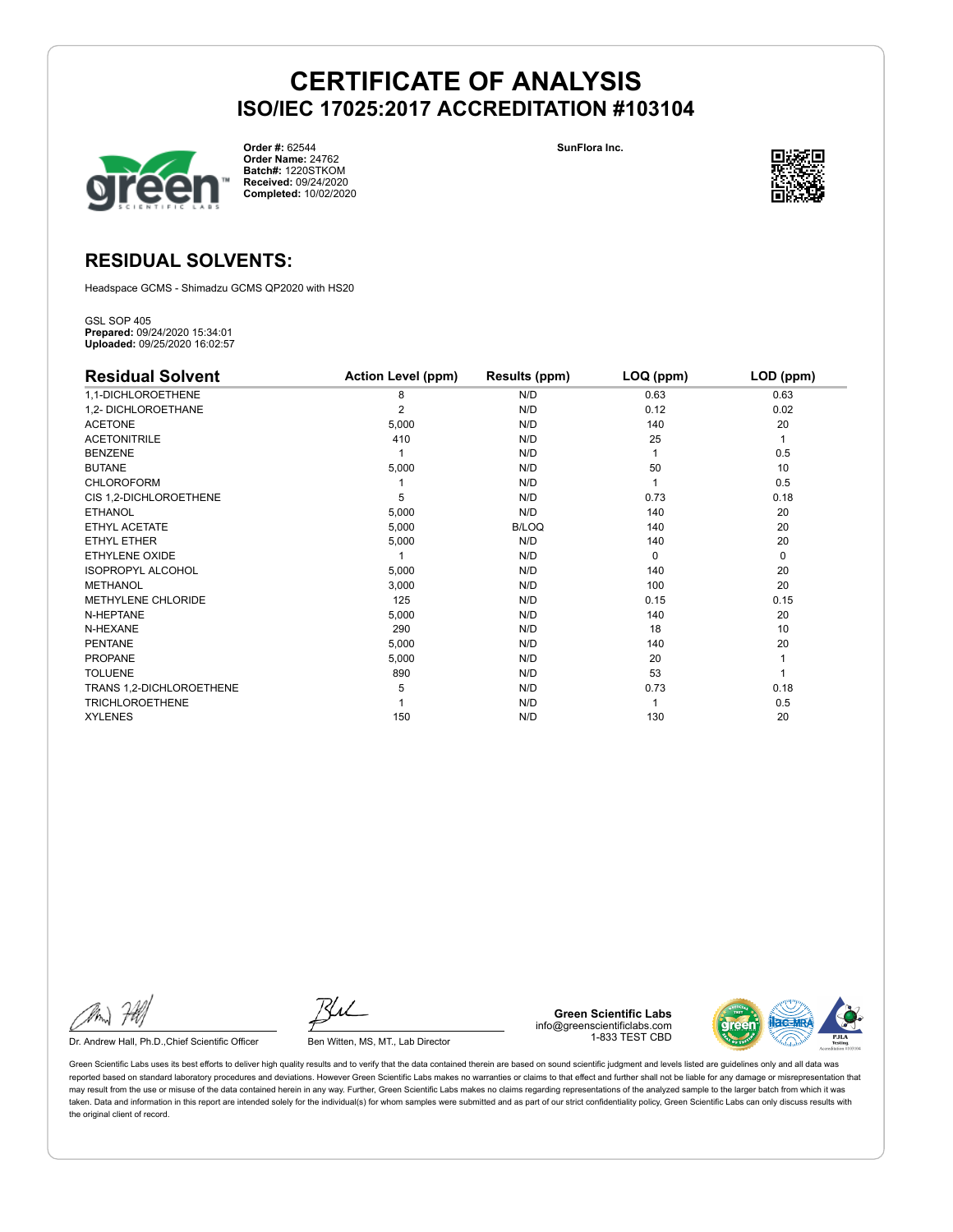# CERTIFICATE OF ANALYSIS
## ISO/IEC 17025:2017 ACCREDITATION #103104

**Order #:** 62544
**Order Name:** 24762
**Batch#:** 1220STKOM
**Received:** 09/24/2020
**Completed:** 10/02/2020

**SunFlora Inc.**

## RESIDUAL SOLVENTS:

Headspace GCMS - Shimadzu GCMS QP2020 with HS20

GSL SOP 405
**Prepared:** 09/24/2020 15:34:01
**Uploaded:** 09/25/2020 16:02:57

| Residual Solvent | Action Level (ppm) | Results (ppm) | LOQ (ppm) | LOD (ppm) |
|---|---|---|---|---|
| 1,1-DICHLOROETHENE | 8 | N/D | 0.63 | 0.63 |
| 1,2- DICHLOROETHANE | 2 | N/D | 0.12 | 0.02 |
| ACETONE | 5,000 | N/D | 140 | 20 |
| ACETONITRILE | 410 | N/D | 25 | 1 |
| BENZENE | 1 | N/D | 1 | 0.5 |
| BUTANE | 5,000 | N/D | 50 | 10 |
| CHLOROFORM | 1 | N/D | 1 | 0.5 |
| CIS 1,2-DICHLOROETHENE | 5 | N/D | 0.73 | 0.18 |
| ETHANOL | 5,000 | N/D | 140 | 20 |
| ETHYL ACETATE | 5,000 | B/LOQ | 140 | 20 |
| ETHYL ETHER | 5,000 | N/D | 140 | 20 |
| ETHYLENE OXIDE | 1 | N/D | 0 | 0 |
| ISOPROPYL ALCOHOL | 5,000 | N/D | 140 | 20 |
| METHANOL | 3,000 | N/D | 100 | 20 |
| METHYLENE CHLORIDE | 125 | N/D | 0.15 | 0.15 |
| N-HEPTANE | 5,000 | N/D | 140 | 20 |
| N-HEXANE | 290 | N/D | 18 | 10 |
| PENTANE | 5,000 | N/D | 140 | 20 |
| PROPANE | 5,000 | N/D | 20 | 1 |
| TOLUENE | 890 | N/D | 53 | 1 |
| TRANS 1,2-DICHLOROETHENE | 5 | N/D | 0.73 | 0.18 |
| TRICHLOROETHENE | 1 | N/D | 1 | 0.5 |
| XYLENES | 150 | N/D | 130 | 20 |

Dr. Andrew Hall, Ph.D.,Chief Scientific Officer

Ben Witten, MS, MT., Lab Director

**Green Scientific Labs**
info@greenscientificlabs.com
1-833 TEST CBD

Green Scientific Labs uses its best efforts to deliver high quality results and to verify that the data contained therein are based on sound scientific judgment and levels listed are guidelines only and all data was reported based on standard laboratory procedures and deviations. However Green Scientific Labs makes no warranties or claims to that effect and further shall not be liable for any damage or misrepresentation that may result from the use or misuse of the data contained herein in any way. Further, Green Scientific Labs makes no claims regarding representations of the analyzed sample to the larger batch from which it was taken. Data and information in this report are intended solely for the individual(s) for whom samples were submitted and as part of our strict confidentiality policy, Green Scientific Labs can only discuss results with the original client of record.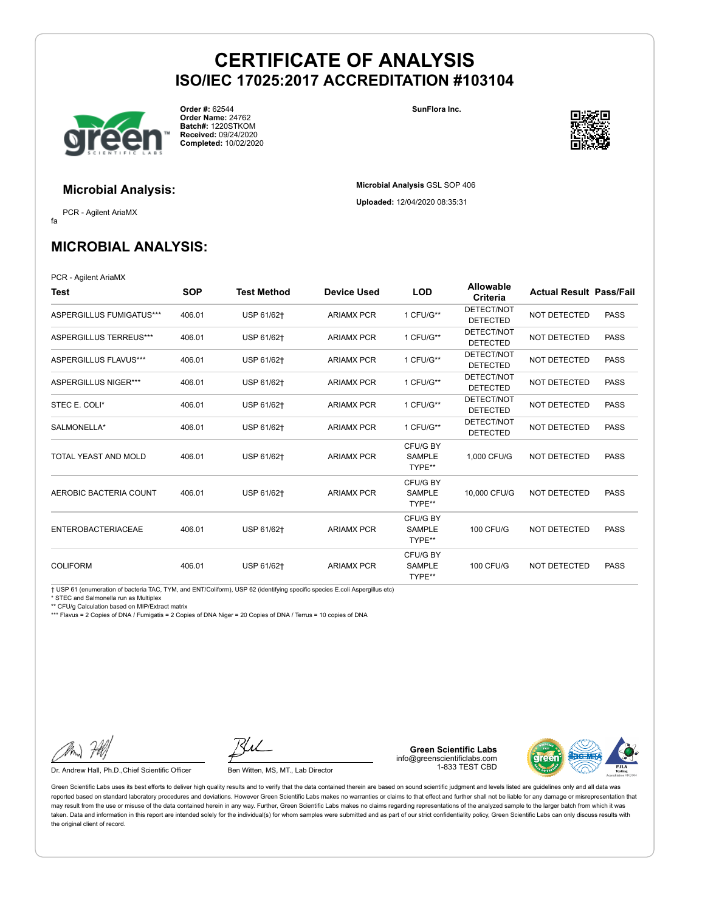# CERTIFICATE OF ANALYSIS
## ISO/IEC 17025:2017 ACCREDITATION #103104

**Order #:** 62544
**Order Name:** 24762
**Batch#:** 1220STKOM
**Received:** 09/24/2020
**Completed:** 10/02/2020

**SunFlora Inc.**

### Microbial Analysis:

PCR - Agilent AriaMX
fa

**Microbial Analysis** GSL SOP 406

**Uploaded:** 12/04/2020 08:35:31

## MICROBIAL ANALYSIS:

PCR - Agilent AriaMX

| Test | SOP | Test Method | Device Used | LOD | Allowable Criteria | Actual Result | Pass/Fail |
|---|---|---|---|---|---|---|---|
| ASPERGILLUS FUMIGATUS*** | 406.01 | USP 61/62† | ARIAMX PCR | 1 CFU/G** | DETECT/NOT DETECTED | NOT DETECTED | PASS |
| ASPERGILLUS TERREUS*** | 406.01 | USP 61/62† | ARIAMX PCR | 1 CFU/G** | DETECT/NOT DETECTED | NOT DETECTED | PASS |
| ASPERGILLUS FLAVUS*** | 406.01 | USP 61/62† | ARIAMX PCR | 1 CFU/G** | DETECT/NOT DETECTED | NOT DETECTED | PASS |
| ASPERGILLUS NIGER*** | 406.01 | USP 61/62† | ARIAMX PCR | 1 CFU/G** | DETECT/NOT DETECTED | NOT DETECTED | PASS |
| STEC E. COLI* | 406.01 | USP 61/62† | ARIAMX PCR | 1 CFU/G** | DETECT/NOT DETECTED | NOT DETECTED | PASS |
| SALMONELLA* | 406.01 | USP 61/62† | ARIAMX PCR | 1 CFU/G** | DETECT/NOT DETECTED | NOT DETECTED | PASS |
| TOTAL YEAST AND MOLD | 406.01 | USP 61/62† | ARIAMX PCR | CFU/G BY SAMPLE TYPE** | 1,000 CFU/G | NOT DETECTED | PASS |
| AEROBIC BACTERIA COUNT | 406.01 | USP 61/62† | ARIAMX PCR | CFU/G BY SAMPLE TYPE** | 10,000 CFU/G | NOT DETECTED | PASS |
| ENTEROBACTERIACEAE | 406.01 | USP 61/62† | ARIAMX PCR | CFU/G BY SAMPLE TYPE** | 100 CFU/G | NOT DETECTED | PASS |
| COLIFORM | 406.01 | USP 61/62† | ARIAMX PCR | CFU/G BY SAMPLE TYPE** | 100 CFU/G | NOT DETECTED | PASS |

† USP 61 (enumeration of bacteria TAC, TYM, and ENT/Coliform), USP 62 (identifying specific species E.coli Aspergillus etc)
* STEC and Salmonella run as Multiplex
** CFU/g Calculation based on MIP/Extract matrix
*** Flavus = 2 Copies of DNA / Fumigatis = 2 Copies of DNA Niger = 20 Copies of DNA / Terrus = 10 copies of DNA

Dr. Andrew Hall, Ph.D.,Chief Scientific Officer

Ben Witten, MS, MT., Lab Director

**Green Scientific Labs**
info@greenscientificlabs.com
1-833 TEST CBD

Green Scientific Labs uses its best efforts to deliver high quality results and to verify that the data contained therein are based on sound scientific judgment and levels listed are guidelines only and all data was reported based on standard laboratory procedures and deviations. However Green Scientific Labs makes no warranties or claims to that effect and further shall not be liable for any damage or misrepresentation that may result from the use or misuse of the data contained herein in any way. Further, Green Scientific Labs makes no claims regarding representations of the analyzed sample to the larger batch from which it was taken. Data and information in this report are intended solely for the individual(s) for whom samples were submitted and as part of our strict confidentiality policy, Green Scientific Labs can only discuss results with the original client of record.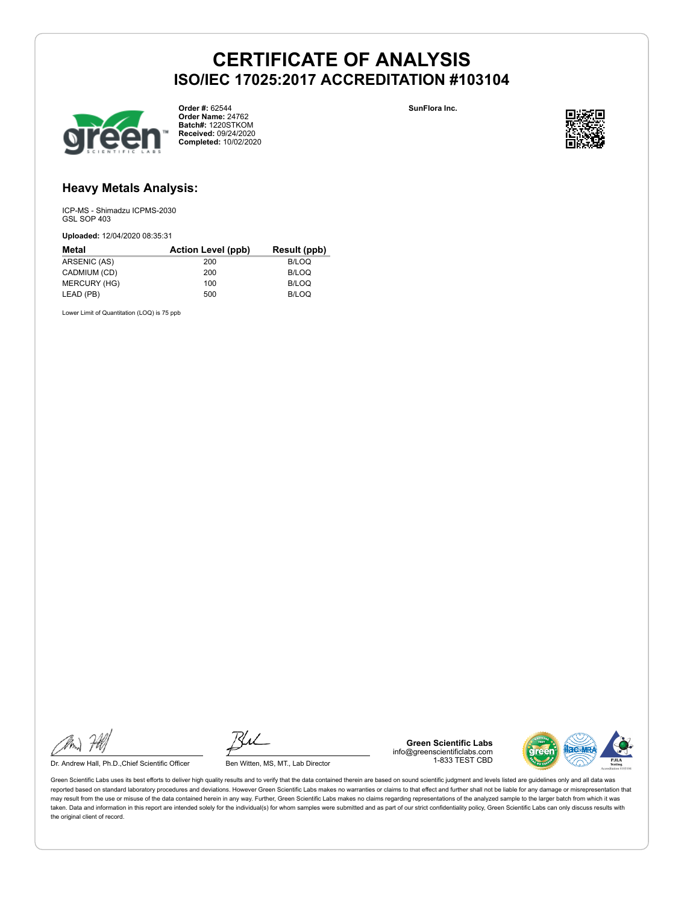# CERTIFICATE OF ANALYSIS

## ISO/IEC 17025:2017 ACCREDITATION #103104

**Order #:** 62544
**Order Name:** 24762
**Batch#:** 1220STKOM
**Received:** 09/24/2020
**Completed:** 10/02/2020

**SunFlora Inc.**

### Heavy Metals Analysis:

ICP-MS - Shimadzu ICPMS-2030
GSL SOP 403

**Uploaded:** 12/04/2020 08:35:31

| Metal | Action Level (ppb) | Result (ppb) |
|---|---|---|
| ARSENIC (AS) | 200 | B/LOQ |
| CADMIUM (CD) | 200 | B/LOQ |
| MERCURY (HG) | 100 | B/LOQ |
| LEAD (PB) | 500 | B/LOQ |

Lower Limit of Quantitation (LOQ) is 75 ppb

Dr. Andrew Hall, Ph.D.,Chief Scientific Officer

Ben Witten, MS, MT., Lab Director

**Green Scientific Labs**
info@greenscientificlabs.com
1-833 TEST CBD

Green Scientific Labs uses its best efforts to deliver high quality results and to verify that the data contained therein are based on sound scientific judgment and levels listed are guidelines only and all data was reported based on standard laboratory procedures and deviations. However Green Scientific Labs makes no warranties or claims to that effect and further shall not be liable for any damage or misrepresentation that may result from the use or misuse of the data contained herein in any way. Further, Green Scientific Labs makes no claims regarding representations of the analyzed sample to the larger batch from which it was taken. Data and information in this report are intended solely for the individual(s) for whom samples were submitted and as part of our strict confidentiality policy, Green Scientific Labs can only discuss results with the original client of record.